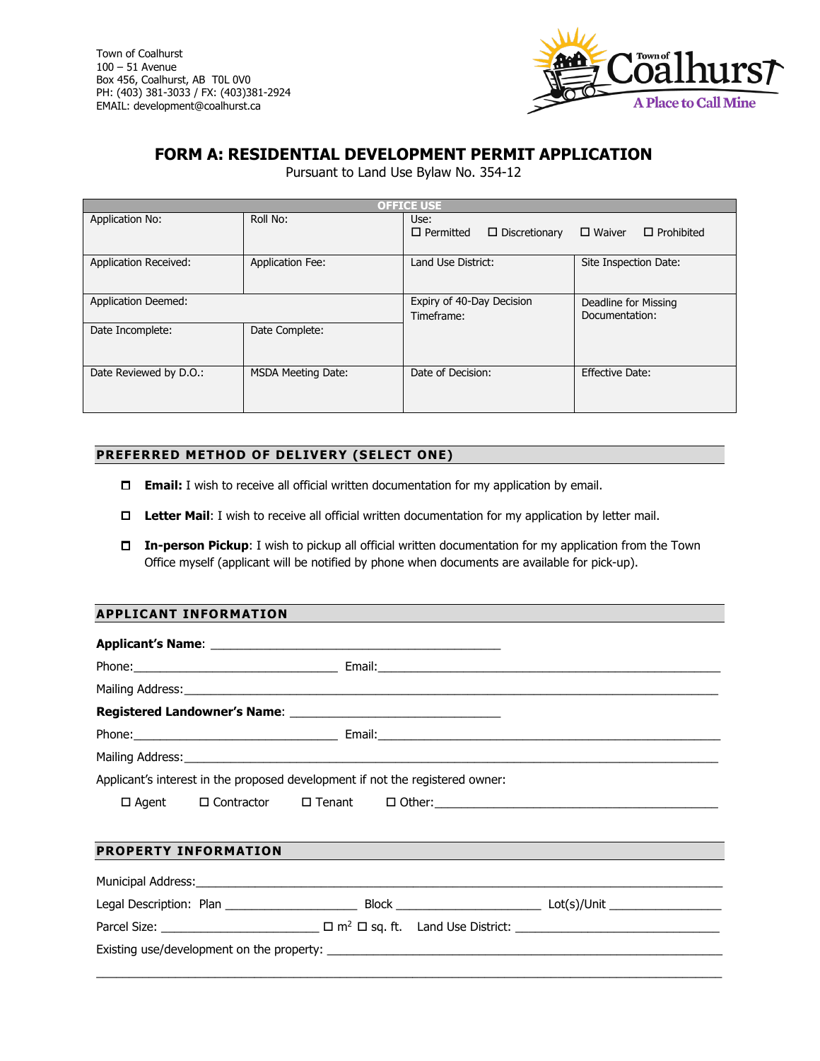Town of Coalhurst
100 – 51 Avenue
Box 456, Coalhurst, AB T0L 0V0
PH: (403) 381-3033 / FX: (403)381-2924
EMAIL: development@coalhurst.ca

Town of Coalhurst
A Place to Call Mine

# FORM A: RESIDENTIAL DEVELOPMENT PERMIT APPLICATION

Pursuant to Land Use Bylaw No. 354-12

| OFFICE USE | | | |
|---|---|---|---|
| Application No: | Roll No: | Use: ☐ Permitted ☐ Discretionary ☐ Waiver ☐ Prohibited | |
| Application Received: | Application Fee: | Land Use District: | Site Inspection Date: |
| Application Deemed: | | Expiry of 40-Day Decision Timeframe: | Deadline for Missing Documentation: |
| Date Incomplete: | Date Complete: | | |
| Date Reviewed by D.O.: | MSDA Meeting Date: | Date of Decision: | Effective Date: |

## PREFERRED METHOD OF DELIVERY (SELECT ONE)

☐ **Email:** I wish to receive all official written documentation for my application by email.

☐ **Letter Mail**: I wish to receive all official written documentation for my application by letter mail.

☐ **In-person Pickup**: I wish to pickup all official written documentation for my application from the Town Office myself (applicant will be notified by phone when documents are available for pick-up).

## APPLICANT INFORMATION

**Applicant's Name**: ____________________________________________

Phone:_______________________________ Email:_______________________________________________________

Mailing Address:_______________________________________________________________________________

**Registered Landowner's Name**: ________________________________

Phone:_______________________________ Email:_______________________________________________________

Mailing Address:_______________________________________________________________________________

Applicant's interest in the proposed development if not the registered owner:

☐ Agent ☐ Contractor ☐ Tenant ☐ Other:___________________________________________

## PROPERTY INFORMATION

Municipal Address:_____________________________________________________________________________

Legal Description: Plan ____________________ Block ______________________ Lot(s)/Unit _________________

Parcel Size: ________________________ ☐ $m^2$ ☐ sq. ft. Land Use District: _______________________________

Existing use/development on the property: _____________________________________________________________

_______________________________________________________________________________________________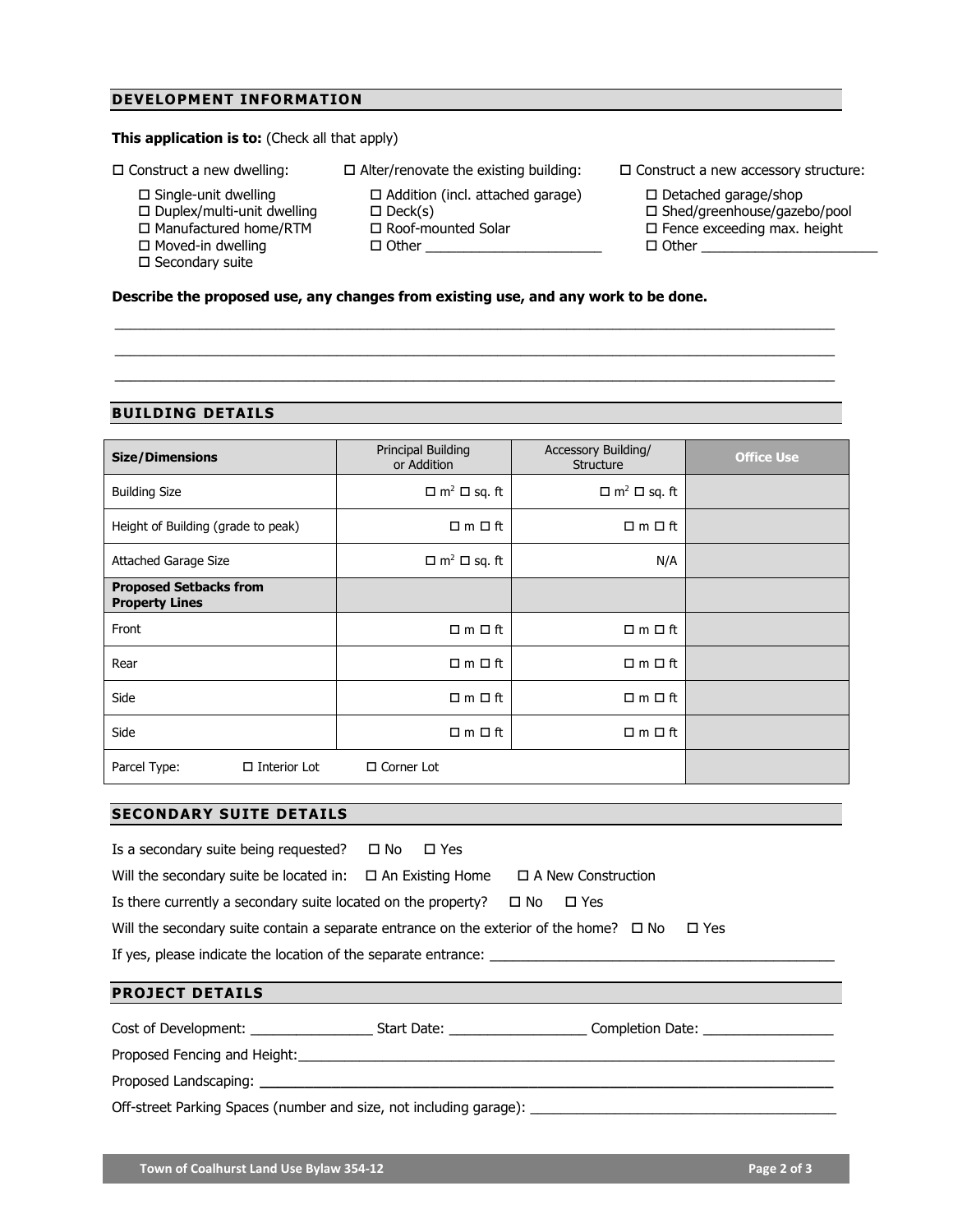## DEVELOPMENT INFORMATION

**This application is to:** (Check all that apply)

☐ Construct a new dwelling:
- ☐ Single-unit dwelling
- ☐ Duplex/multi-unit dwelling
- ☐ Manufactured home/RTM
- ☐ Moved-in dwelling
- ☐ Secondary suite

☐ Alter/renovate the existing building:
- ☐ Addition (incl. attached garage)
- ☐ Deck(s)
- ☐ Roof-mounted Solar
- ☐ Other _______________________

☐ Construct a new accessory structure:
- ☐ Detached garage/shop
- ☐ Shed/greenhouse/gazebo/pool
- ☐ Fence exceeding max. height
- ☐ Other _______________________

**Describe the proposed use, any changes from existing use, and any work to be done.**

_______________________________________________________________________________

_______________________________________________________________________________

_______________________________________________________________________________

## BUILDING DETAILS

| **Size/Dimensions** | Principal Building or Addition | Accessory Building/ Structure | **Office Use** |
|---|---|---|---|
| Building Size | ☐ m² ☐ sq. ft | ☐ m² ☐ sq. ft | |
| Height of Building (grade to peak) | ☐ m ☐ ft | ☐ m ☐ ft | |
| Attached Garage Size | ☐ m² ☐ sq. ft | N/A | |
| **Proposed Setbacks from Property Lines** | | | |
| Front | ☐ m ☐ ft | ☐ m ☐ ft | |
| Rear | ☐ m ☐ ft | ☐ m ☐ ft | |
| Side | ☐ m ☐ ft | ☐ m ☐ ft | |
| Side | ☐ m ☐ ft | ☐ m ☐ ft | |
| Parcel Type: ☐ Interior Lot | ☐ Corner Lot | | |

## SECONDARY SUITE DETAILS

Is a secondary suite being requested? ☐ No ☐ Yes

Will the secondary suite be located in: ☐ An Existing Home ☐ A New Construction

Is there currently a secondary suite located on the property? ☐ No ☐ Yes

Will the secondary suite contain a separate entrance on the exterior of the home? ☐ No ☐ Yes

If yes, please indicate the location of the separate entrance: _______________________________

## PROJECT DETAILS

Cost of Development: ________________ Start Date: _________________ Completion Date: ________________

Proposed Fencing and Height: _______________________________________________________________

Proposed Landscaping: _____________________________________________________________________

Off-street Parking Spaces (number and size, not including garage): _______________________________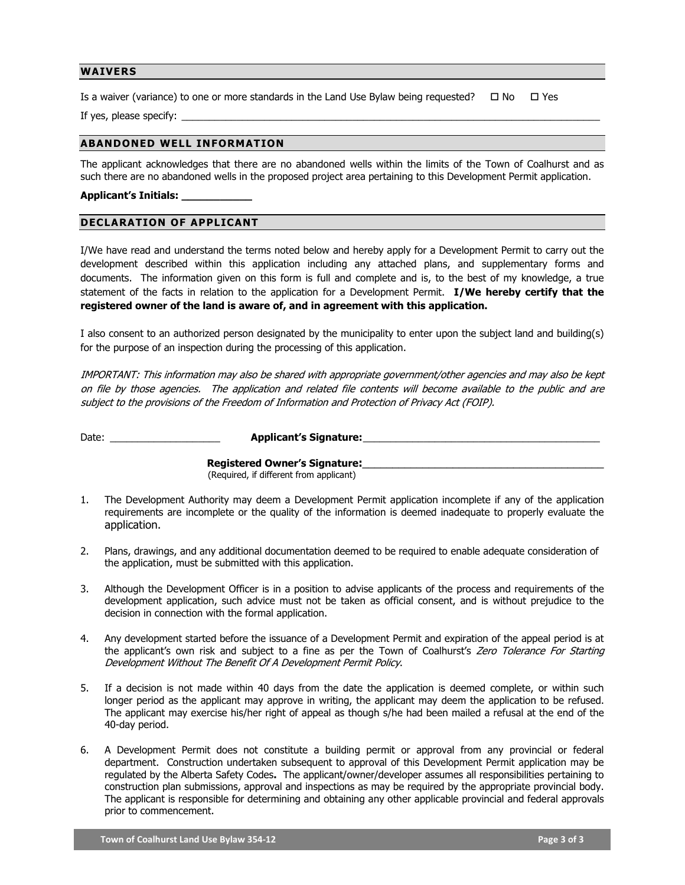## WAIVERS

Is a waiver (variance) to one or more standards in the Land Use Bylaw being requested? ☐ No ☐ Yes

If yes, please specify: ______________________________________________________________________________

## ABANDONED WELL INFORMATION

The applicant acknowledges that there are no abandoned wells within the limits of the Town of Coalhurst and as such there are no abandoned wells in the proposed project area pertaining to this Development Permit application.

**Applicant's Initials: ___________**

## DECLARATION OF APPLICANT

I/We have read and understand the terms noted below and hereby apply for a Development Permit to carry out the development described within this application including any attached plans, and supplementary forms and documents. The information given on this form is full and complete and is, to the best of my knowledge, a true statement of the facts in relation to the application for a Development Permit. **I/We hereby certify that the registered owner of the land is aware of, and in agreement with this application.**

I also consent to an authorized person designated by the municipality to enter upon the subject land and building(s) for the purpose of an inspection during the processing of this application.

*IMPORTANT: This information may also be shared with appropriate government/other agencies and may also be kept on file by those agencies. The application and related file contents will become available to the public and are subject to the provisions of the Freedom of Information and Protection of Privacy Act (FOIP).*

Date: ___________________ **Applicant's Signature:**___________________________________________

**Registered Owner's Signature:**___________________________________________
(Required, if different from applicant)

1. The Development Authority may deem a Development Permit application incomplete if any of the application requirements are incomplete or the quality of the information is deemed inadequate to properly evaluate the application.

2. Plans, drawings, and any additional documentation deemed to be required to enable adequate consideration of the application, must be submitted with this application.

3. Although the Development Officer is in a position to advise applicants of the process and requirements of the development application, such advice must not be taken as official consent, and is without prejudice to the decision in connection with the formal application.

4. Any development started before the issuance of a Development Permit and expiration of the appeal period is at the applicant's own risk and subject to a fine as per the Town of Coalhurst's *Zero Tolerance For Starting Development Without The Benefit Of A Development Permit Policy*.

5. If a decision is not made within 40 days from the date the application is deemed complete, or within such longer period as the applicant may approve in writing, the applicant may deem the application to be refused. The applicant may exercise his/her right of appeal as though s/he had been mailed a refusal at the end of the 40-day period.

6. A Development Permit does not constitute a building permit or approval from any provincial or federal department. Construction undertaken subsequent to approval of this Development Permit application may be regulated by the Alberta Safety Codes**.** The applicant/owner/developer assumes all responsibilities pertaining to construction plan submissions, approval and inspections as may be required by the appropriate provincial body. The applicant is responsible for determining and obtaining any other applicable provincial and federal approvals prior to commencement.